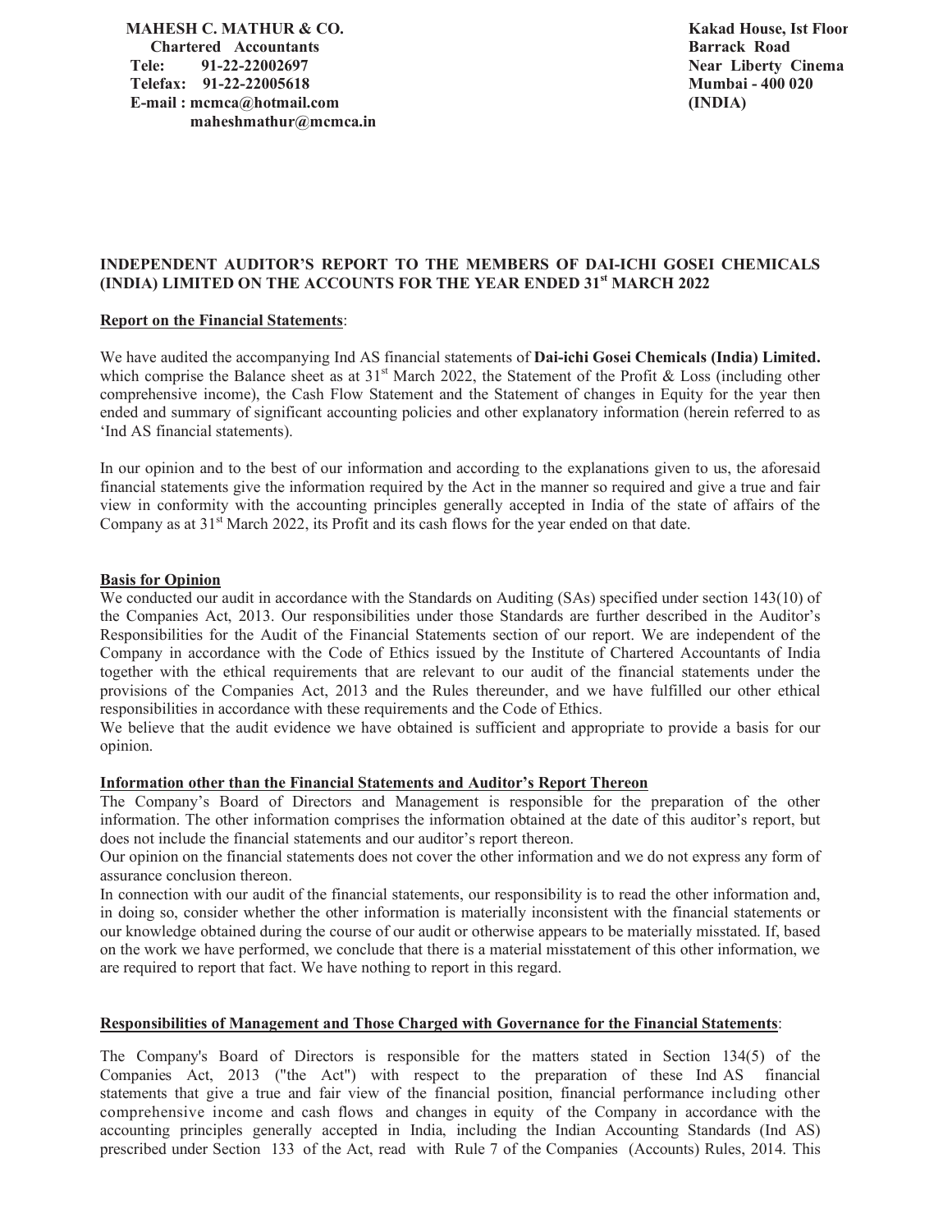**MAHESH C. MATHUR & CO.**
**Chartered Accountants**
**Tele: 91-22-22002697**
**Telefax: 91-22-22005618**
**E-mail : mcmca@hotmail.com**
**maheshmathur@mcmca.in**

**Kakad House, Ist Floor**
**Barrack Road**
**Near Liberty Cinema**
**Mumbai - 400 020**
**(INDIA)**

## INDEPENDENT AUDITOR'S REPORT TO THE MEMBERS OF DAI-ICHI GOSEI CHEMICALS (INDIA) LIMITED ON THE ACCOUNTS FOR THE YEAR ENDED 31st MARCH 2022

**Report on the Financial Statements**:

We have audited the accompanying Ind AS financial statements of **Dai-ichi Gosei Chemicals (India) Limited.** which comprise the Balance sheet as at 31st March 2022, the Statement of the Profit & Loss (including other comprehensive income), the Cash Flow Statement and the Statement of changes in Equity for the year then ended and summary of significant accounting policies and other explanatory information (herein referred to as 'Ind AS financial statements).

In our opinion and to the best of our information and according to the explanations given to us, the aforesaid financial statements give the information required by the Act in the manner so required and give a true and fair view in conformity with the accounting principles generally accepted in India of the state of affairs of the Company as at 31st March 2022, its Profit and its cash flows for the year ended on that date.

**Basis for Opinion**

We conducted our audit in accordance with the Standards on Auditing (SAs) specified under section 143(10) of the Companies Act, 2013. Our responsibilities under those Standards are further described in the Auditor's Responsibilities for the Audit of the Financial Statements section of our report. We are independent of the Company in accordance with the Code of Ethics issued by the Institute of Chartered Accountants of India together with the ethical requirements that are relevant to our audit of the financial statements under the provisions of the Companies Act, 2013 and the Rules thereunder, and we have fulfilled our other ethical responsibilities in accordance with these requirements and the Code of Ethics.

We believe that the audit evidence we have obtained is sufficient and appropriate to provide a basis for our opinion.

**Information other than the Financial Statements and Auditor's Report Thereon**

The Company's Board of Directors and Management is responsible for the preparation of the other information. The other information comprises the information obtained at the date of this auditor's report, but does not include the financial statements and our auditor's report thereon.

Our opinion on the financial statements does not cover the other information and we do not express any form of assurance conclusion thereon.

In connection with our audit of the financial statements, our responsibility is to read the other information and, in doing so, consider whether the other information is materially inconsistent with the financial statements or our knowledge obtained during the course of our audit or otherwise appears to be materially misstated. If, based on the work we have performed, we conclude that there is a material misstatement of this other information, we are required to report that fact. We have nothing to report in this regard.

**Responsibilities of Management and Those Charged with Governance for the Financial Statements**:

The Company's Board of Directors is responsible for the matters stated in Section 134(5) of the Companies Act, 2013 ("the Act") with respect to the preparation of these Ind AS financial statements that give a true and fair view of the financial position, financial performance including other comprehensive income and cash flows and changes in equity of the Company in accordance with the accounting principles generally accepted in India, including the Indian Accounting Standards (Ind AS) prescribed under Section 133 of the Act, read with Rule 7 of the Companies (Accounts) Rules, 2014. This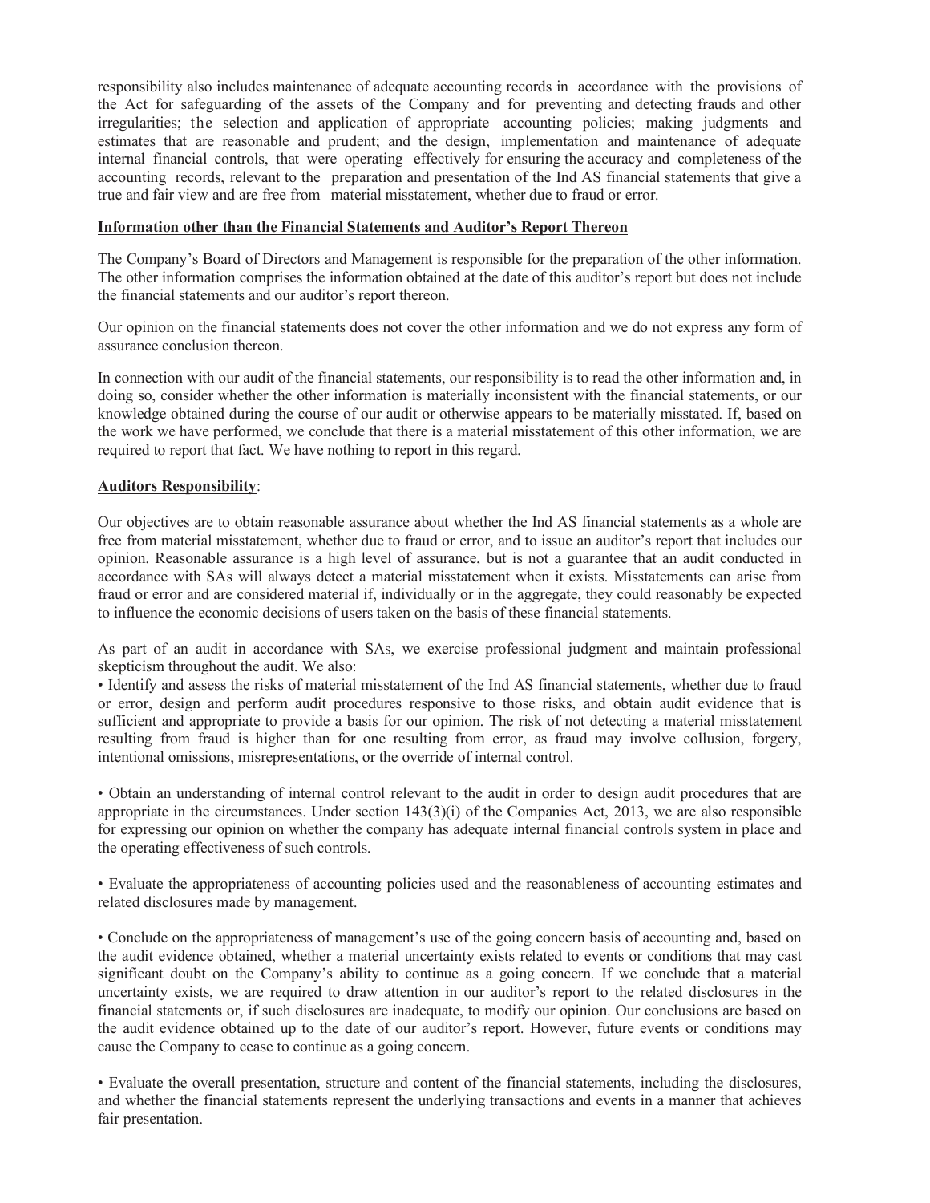responsibility also includes maintenance of adequate accounting records in accordance with the provisions of the Act for safeguarding of the assets of the Company and for preventing and detecting frauds and other irregularities; the selection and application of appropriate accounting policies; making judgments and estimates that are reasonable and prudent; and the design, implementation and maintenance of adequate internal financial controls, that were operating effectively for ensuring the accuracy and completeness of the accounting records, relevant to the preparation and presentation of the Ind AS financial statements that give a true and fair view and are free from material misstatement, whether due to fraud or error.

**Information other than the Financial Statements and Auditor's Report Thereon**

The Company's Board of Directors and Management is responsible for the preparation of the other information. The other information comprises the information obtained at the date of this auditor's report but does not include the financial statements and our auditor's report thereon.

Our opinion on the financial statements does not cover the other information and we do not express any form of assurance conclusion thereon.

In connection with our audit of the financial statements, our responsibility is to read the other information and, in doing so, consider whether the other information is materially inconsistent with the financial statements, or our knowledge obtained during the course of our audit or otherwise appears to be materially misstated. If, based on the work we have performed, we conclude that there is a material misstatement of this other information, we are required to report that fact. We have nothing to report in this regard.

**Auditors Responsibility**:

Our objectives are to obtain reasonable assurance about whether the Ind AS financial statements as a whole are free from material misstatement, whether due to fraud or error, and to issue an auditor's report that includes our opinion. Reasonable assurance is a high level of assurance, but is not a guarantee that an audit conducted in accordance with SAs will always detect a material misstatement when it exists. Misstatements can arise from fraud or error and are considered material if, individually or in the aggregate, they could reasonably be expected to influence the economic decisions of users taken on the basis of these financial statements.

As part of an audit in accordance with SAs, we exercise professional judgment and maintain professional skepticism throughout the audit. We also:

- Identify and assess the risks of material misstatement of the Ind AS financial statements, whether due to fraud or error, design and perform audit procedures responsive to those risks, and obtain audit evidence that is sufficient and appropriate to provide a basis for our opinion. The risk of not detecting a material misstatement resulting from fraud is higher than for one resulting from error, as fraud may involve collusion, forgery, intentional omissions, misrepresentations, or the override of internal control.

- Obtain an understanding of internal control relevant to the audit in order to design audit procedures that are appropriate in the circumstances. Under section 143(3)(i) of the Companies Act, 2013, we are also responsible for expressing our opinion on whether the company has adequate internal financial controls system in place and the operating effectiveness of such controls.

- Evaluate the appropriateness of accounting policies used and the reasonableness of accounting estimates and related disclosures made by management.

- Conclude on the appropriateness of management's use of the going concern basis of accounting and, based on the audit evidence obtained, whether a material uncertainty exists related to events or conditions that may cast significant doubt on the Company's ability to continue as a going concern. If we conclude that a material uncertainty exists, we are required to draw attention in our auditor's report to the related disclosures in the financial statements or, if such disclosures are inadequate, to modify our opinion. Our conclusions are based on the audit evidence obtained up to the date of our auditor's report. However, future events or conditions may cause the Company to cease to continue as a going concern.

- Evaluate the overall presentation, structure and content of the financial statements, including the disclosures, and whether the financial statements represent the underlying transactions and events in a manner that achieves fair presentation.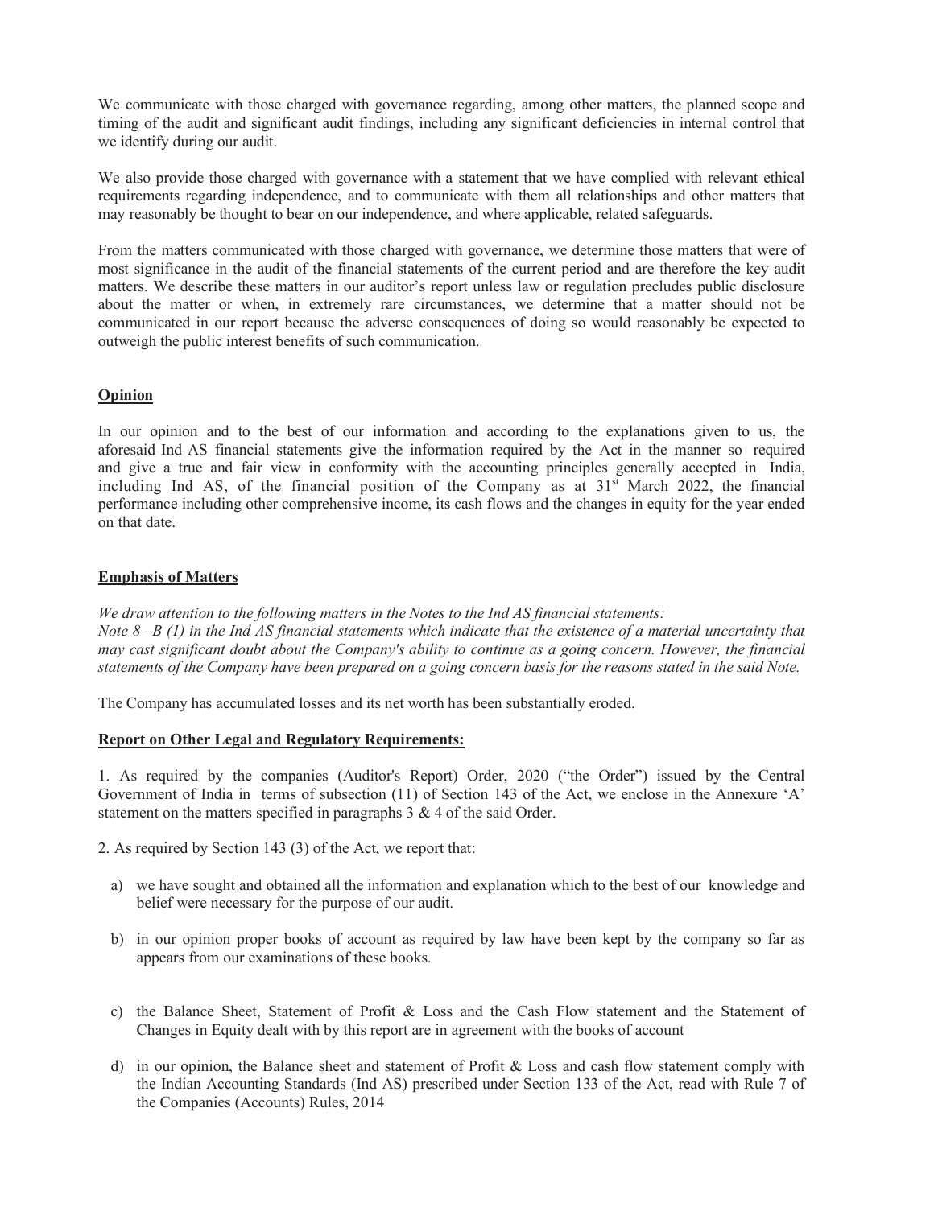We communicate with those charged with governance regarding, among other matters, the planned scope and timing of the audit and significant audit findings, including any significant deficiencies in internal control that we identify during our audit.

We also provide those charged with governance with a statement that we have complied with relevant ethical requirements regarding independence, and to communicate with them all relationships and other matters that may reasonably be thought to bear on our independence, and where applicable, related safeguards.

From the matters communicated with those charged with governance, we determine those matters that were of most significance in the audit of the financial statements of the current period and are therefore the key audit matters. We describe these matters in our auditor's report unless law or regulation precludes public disclosure about the matter or when, in extremely rare circumstances, we determine that a matter should not be communicated in our report because the adverse consequences of doing so would reasonably be expected to outweigh the public interest benefits of such communication.

## Opinion

In our opinion and to the best of our information and according to the explanations given to us, the aforesaid Ind AS financial statements give the information required by the Act in the manner so required and give a true and fair view in conformity with the accounting principles generally accepted in India, including Ind AS, of the financial position of the Company as at 31st March 2022, the financial performance including other comprehensive income, its cash flows and the changes in equity for the year ended on that date.

## Emphasis of Matters

*We draw attention to the following matters in the Notes to the Ind AS financial statements:*
*Note 8 –B (1) in the Ind AS financial statements which indicate that the existence of a material uncertainty that may cast significant doubt about the Company's ability to continue as a going concern. However, the financial statements of the Company have been prepared on a going concern basis for the reasons stated in the said Note.*

The Company has accumulated losses and its net worth has been substantially eroded.

## Report on Other Legal and Regulatory Requirements:

1. As required by the companies (Auditor's Report) Order, 2020 ("the Order") issued by the Central Government of India in terms of subsection (11) of Section 143 of the Act, we enclose in the Annexure 'A' statement on the matters specified in paragraphs 3 & 4 of the said Order.

2. As required by Section 143 (3) of the Act, we report that:

a) we have sought and obtained all the information and explanation which to the best of our knowledge and belief were necessary for the purpose of our audit.

b) in our opinion proper books of account as required by law have been kept by the company so far as appears from our examinations of these books.

c) the Balance Sheet, Statement of Profit & Loss and the Cash Flow statement and the Statement of Changes in Equity dealt with by this report are in agreement with the books of account

d) in our opinion, the Balance sheet and statement of Profit & Loss and cash flow statement comply with the Indian Accounting Standards (Ind AS) prescribed under Section 133 of the Act, read with Rule 7 of the Companies (Accounts) Rules, 2014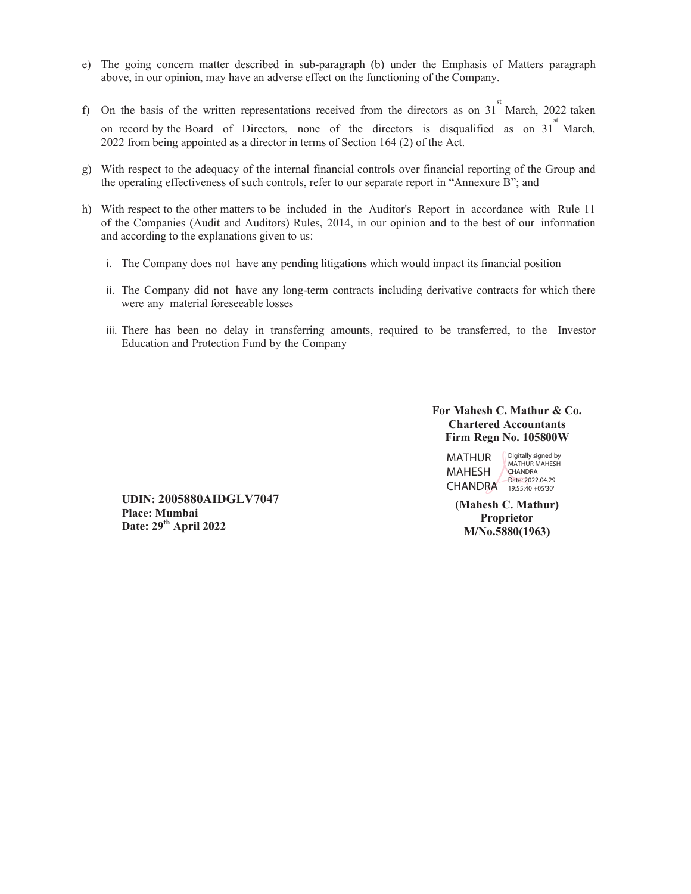e) The going concern matter described in sub-paragraph (b) under the Emphasis of Matters paragraph above, in our opinion, may have an adverse effect on the functioning of the Company.

f) On the basis of the written representations received from the directors as on 31st March, 2022 taken on record by the Board of Directors, none of the directors is disqualified as on 31st March, 2022 from being appointed as a director in terms of Section 164 (2) of the Act.

g) With respect to the adequacy of the internal financial controls over financial reporting of the Group and the operating effectiveness of such controls, refer to our separate report in "Annexure B"; and

h) With respect to the other matters to be included in the Auditor's Report in accordance with Rule 11 of the Companies (Audit and Auditors) Rules, 2014, in our opinion and to the best of our information and according to the explanations given to us:

   i. The Company does not have any pending litigations which would impact its financial position

   ii. The Company did not have any long-term contracts including derivative contracts for which there were any material foreseeable losses

   iii. There has been no delay in transferring amounts, required to be transferred, to the Investor Education and Protection Fund by the Company

**For Mahesh C. Mathur & Co.**
**Chartered Accountants**
**Firm Regn No. 105800W**

MATHUR MAHESH CHANDRA
Digitally signed by MATHUR MAHESH CHANDRA
Date: 2022.04.29 19:55:40 +05'30'

**(Mahesh C. Mathur)**
**Proprietor**
**M/No.5880(1963)**

**UDIN: 2005880AIDGLV7047**
**Place: Mumbai**
**Date: 29th April 2022**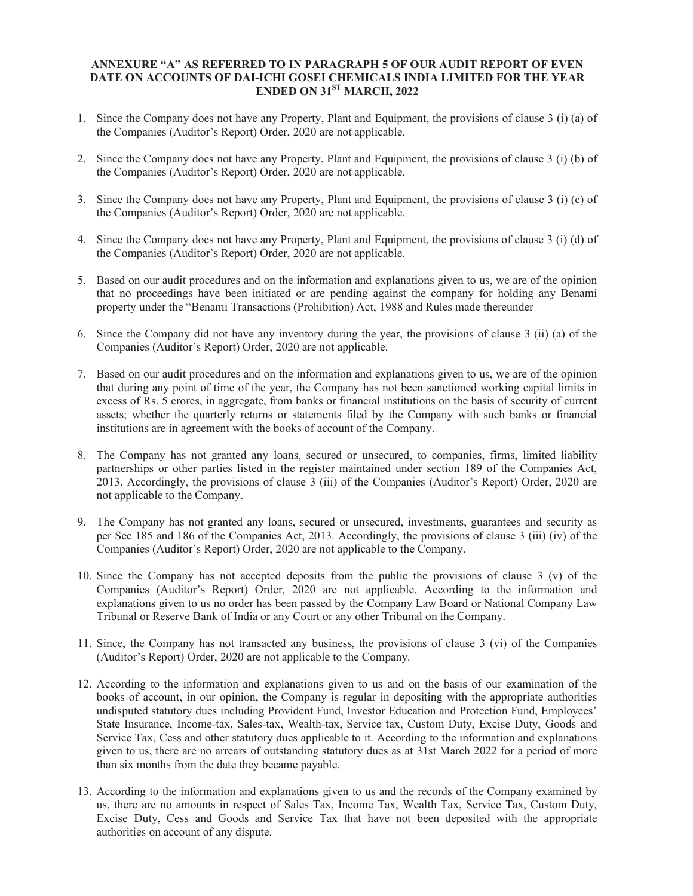**ANNEXURE "A" AS REFERRED TO IN PARAGRAPH 5 OF OUR AUDIT REPORT OF EVEN DATE ON ACCOUNTS OF DAI-ICHI GOSEI CHEMICALS INDIA LIMITED FOR THE YEAR ENDED ON 31ST MARCH, 2022**

1. Since the Company does not have any Property, Plant and Equipment, the provisions of clause 3 (i) (a) of the Companies (Auditor's Report) Order, 2020 are not applicable.

2. Since the Company does not have any Property, Plant and Equipment, the provisions of clause 3 (i) (b) of the Companies (Auditor's Report) Order, 2020 are not applicable.

3. Since the Company does not have any Property, Plant and Equipment, the provisions of clause 3 (i) (c) of the Companies (Auditor's Report) Order, 2020 are not applicable.

4. Since the Company does not have any Property, Plant and Equipment, the provisions of clause 3 (i) (d) of the Companies (Auditor's Report) Order, 2020 are not applicable.

5. Based on our audit procedures and on the information and explanations given to us, we are of the opinion that no proceedings have been initiated or are pending against the company for holding any Benami property under the "Benami Transactions (Prohibition) Act, 1988 and Rules made thereunder

6. Since the Company did not have any inventory during the year, the provisions of clause 3 (ii) (a) of the Companies (Auditor's Report) Order, 2020 are not applicable.

7. Based on our audit procedures and on the information and explanations given to us, we are of the opinion that during any point of time of the year, the Company has not been sanctioned working capital limits in excess of Rs. 5 crores, in aggregate, from banks or financial institutions on the basis of security of current assets; whether the quarterly returns or statements filed by the Company with such banks or financial institutions are in agreement with the books of account of the Company.

8. The Company has not granted any loans, secured or unsecured, to companies, firms, limited liability partnerships or other parties listed in the register maintained under section 189 of the Companies Act, 2013. Accordingly, the provisions of clause 3 (iii) of the Companies (Auditor's Report) Order, 2020 are not applicable to the Company.

9. The Company has not granted any loans, secured or unsecured, investments, guarantees and security as per Sec 185 and 186 of the Companies Act, 2013. Accordingly, the provisions of clause 3 (iii) (iv) of the Companies (Auditor's Report) Order, 2020 are not applicable to the Company.

10. Since the Company has not accepted deposits from the public the provisions of clause 3 (v) of the Companies (Auditor's Report) Order, 2020 are not applicable. According to the information and explanations given to us no order has been passed by the Company Law Board or National Company Law Tribunal or Reserve Bank of India or any Court or any other Tribunal on the Company.

11. Since, the Company has not transacted any business, the provisions of clause 3 (vi) of the Companies (Auditor's Report) Order, 2020 are not applicable to the Company.

12. According to the information and explanations given to us and on the basis of our examination of the books of account, in our opinion, the Company is regular in depositing with the appropriate authorities undisputed statutory dues including Provident Fund, Investor Education and Protection Fund, Employees' State Insurance, Income-tax, Sales-tax, Wealth-tax, Service tax, Custom Duty, Excise Duty, Goods and Service Tax, Cess and other statutory dues applicable to it. According to the information and explanations given to us, there are no arrears of outstanding statutory dues as at 31st March 2022 for a period of more than six months from the date they became payable.

13. According to the information and explanations given to us and the records of the Company examined by us, there are no amounts in respect of Sales Tax, Income Tax, Wealth Tax, Service Tax, Custom Duty, Excise Duty, Cess and Goods and Service Tax that have not been deposited with the appropriate authorities on account of any dispute.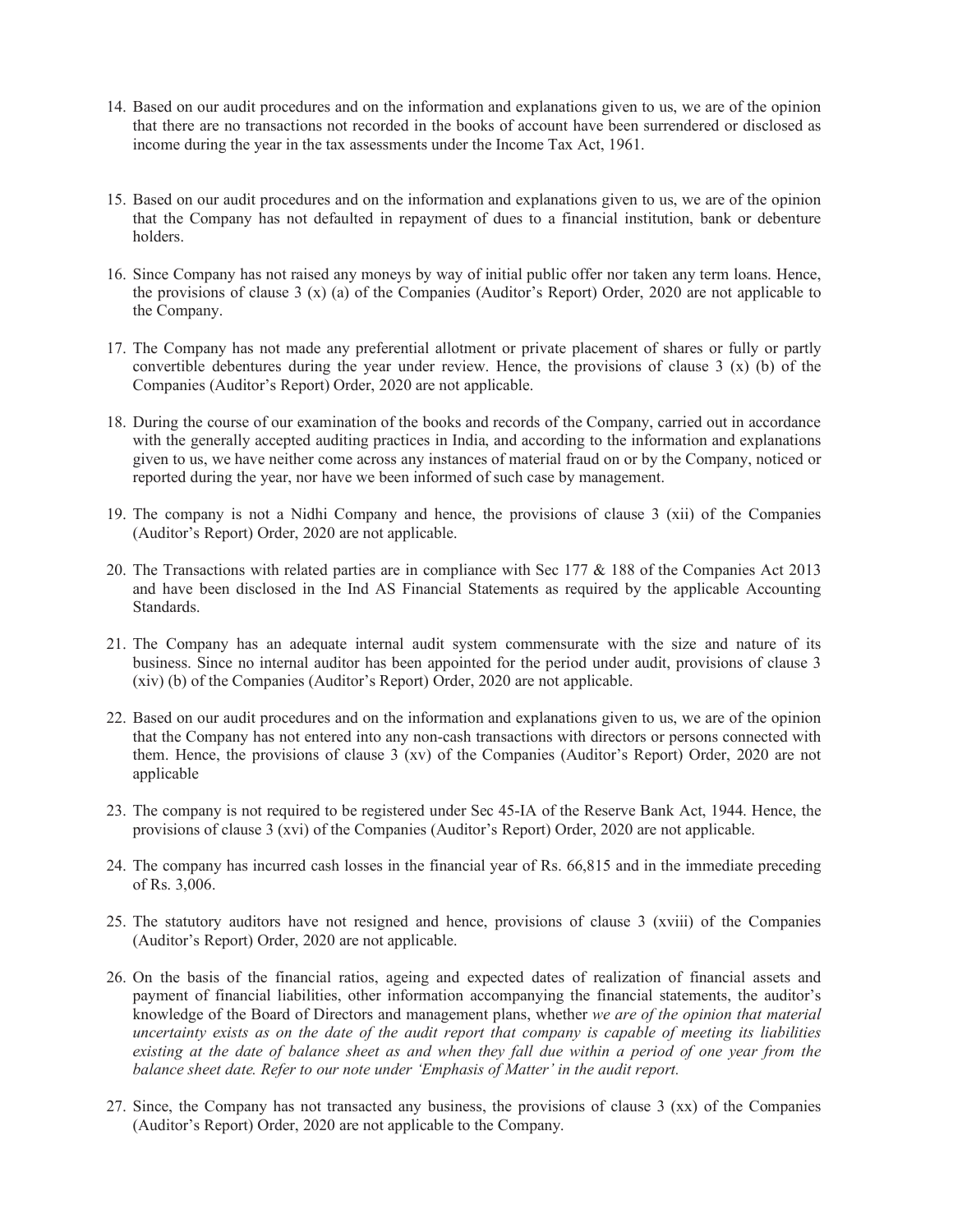14. Based on our audit procedures and on the information and explanations given to us, we are of the opinion that there are no transactions not recorded in the books of account have been surrendered or disclosed as income during the year in the tax assessments under the Income Tax Act, 1961.

15. Based on our audit procedures and on the information and explanations given to us, we are of the opinion that the Company has not defaulted in repayment of dues to a financial institution, bank or debenture holders.

16. Since Company has not raised any moneys by way of initial public offer nor taken any term loans. Hence, the provisions of clause 3 (x) (a) of the Companies (Auditor's Report) Order, 2020 are not applicable to the Company.

17. The Company has not made any preferential allotment or private placement of shares or fully or partly convertible debentures during the year under review. Hence, the provisions of clause 3 (x) (b) of the Companies (Auditor's Report) Order, 2020 are not applicable.

18. During the course of our examination of the books and records of the Company, carried out in accordance with the generally accepted auditing practices in India, and according to the information and explanations given to us, we have neither come across any instances of material fraud on or by the Company, noticed or reported during the year, nor have we been informed of such case by management.

19. The company is not a Nidhi Company and hence, the provisions of clause 3 (xii) of the Companies (Auditor's Report) Order, 2020 are not applicable.

20. The Transactions with related parties are in compliance with Sec 177 & 188 of the Companies Act 2013 and have been disclosed in the Ind AS Financial Statements as required by the applicable Accounting Standards.

21. The Company has an adequate internal audit system commensurate with the size and nature of its business. Since no internal auditor has been appointed for the period under audit, provisions of clause 3 (xiv) (b) of the Companies (Auditor's Report) Order, 2020 are not applicable.

22. Based on our audit procedures and on the information and explanations given to us, we are of the opinion that the Company has not entered into any non-cash transactions with directors or persons connected with them. Hence, the provisions of clause 3 (xv) of the Companies (Auditor's Report) Order, 2020 are not applicable

23. The company is not required to be registered under Sec 45-IA of the Reserve Bank Act, 1944. Hence, the provisions of clause 3 (xvi) of the Companies (Auditor's Report) Order, 2020 are not applicable.

24. The company has incurred cash losses in the financial year of Rs. 66,815 and in the immediate preceding of Rs. 3,006.

25. The statutory auditors have not resigned and hence, provisions of clause 3 (xviii) of the Companies (Auditor's Report) Order, 2020 are not applicable.

26. On the basis of the financial ratios, ageing and expected dates of realization of financial assets and payment of financial liabilities, other information accompanying the financial statements, the auditor's knowledge of the Board of Directors and management plans, whether *we are of the opinion that material uncertainty exists as on the date of the audit report that company is capable of meeting its liabilities existing at the date of balance sheet as and when they fall due within a period of one year from the balance sheet date. Refer to our note under 'Emphasis of Matter' in the audit report.*

27. Since, the Company has not transacted any business, the provisions of clause 3 (xx) of the Companies (Auditor's Report) Order, 2020 are not applicable to the Company.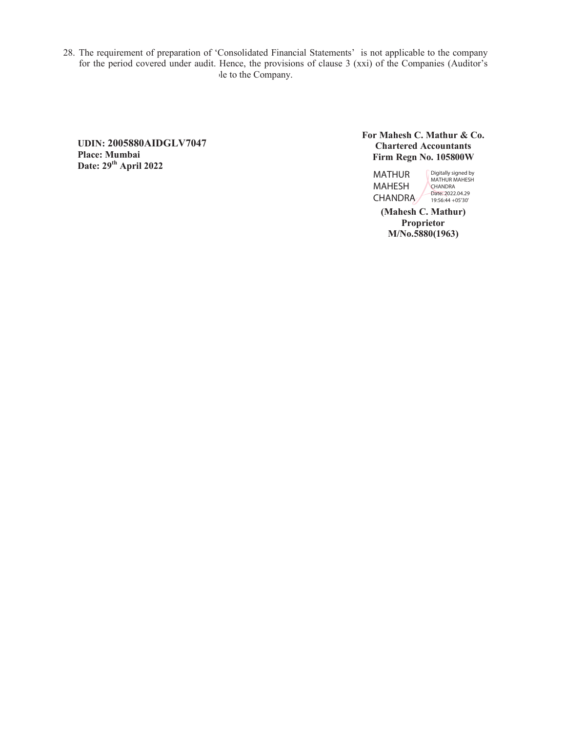28. The requirement of preparation of 'Consolidated Financial Statements' is not applicable to the company for the period covered under audit. Hence, the provisions of clause 3 (xxi) of the Companies (Auditor's ole to the Company.

**UDIN: 2005880AIDGLV7047**
**Place: Mumbai**
**Date: 29th April 2022**

**For Mahesh C. Mathur & Co.**
**Chartered Accountants**
**Firm Regn No. 105800W**

MATHUR MAHESH CHANDRA — Digitally signed by MATHUR MAHESH CHANDRA Date: 2022.04.29 19:56:44 +05'30'

**(Mahesh C. Mathur)**
**Proprietor**
**M/No.5880(1963)**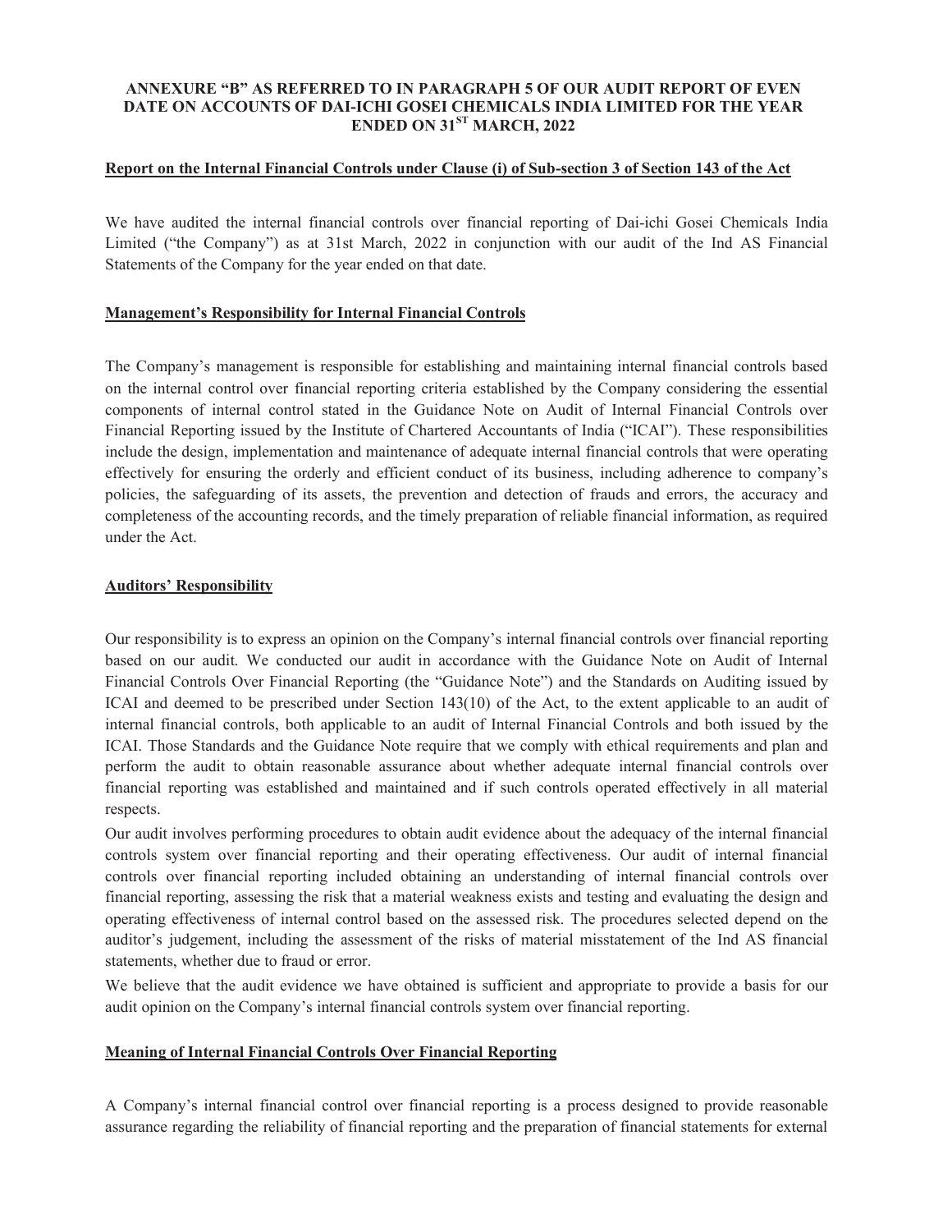**ANNEXURE "B" AS REFERRED TO IN PARAGRAPH 5 OF OUR AUDIT REPORT OF EVEN DATE ON ACCOUNTS OF DAI-ICHI GOSEI CHEMICALS INDIA LIMITED FOR THE YEAR ENDED ON 31ST MARCH, 2022**

**Report on the Internal Financial Controls under Clause (i) of Sub-section 3 of Section 143 of the Act**

We have audited the internal financial controls over financial reporting of Dai-ichi Gosei Chemicals India Limited ("the Company") as at 31st March, 2022 in conjunction with our audit of the Ind AS Financial Statements of the Company for the year ended on that date.

**Management's Responsibility for Internal Financial Controls**

The Company's management is responsible for establishing and maintaining internal financial controls based on the internal control over financial reporting criteria established by the Company considering the essential components of internal control stated in the Guidance Note on Audit of Internal Financial Controls over Financial Reporting issued by the Institute of Chartered Accountants of India ("ICAI"). These responsibilities include the design, implementation and maintenance of adequate internal financial controls that were operating effectively for ensuring the orderly and efficient conduct of its business, including adherence to company's policies, the safeguarding of its assets, the prevention and detection of frauds and errors, the accuracy and completeness of the accounting records, and the timely preparation of reliable financial information, as required under the Act.

**Auditors' Responsibility**

Our responsibility is to express an opinion on the Company's internal financial controls over financial reporting based on our audit. We conducted our audit in accordance with the Guidance Note on Audit of Internal Financial Controls Over Financial Reporting (the "Guidance Note") and the Standards on Auditing issued by ICAI and deemed to be prescribed under Section 143(10) of the Act, to the extent applicable to an audit of internal financial controls, both applicable to an audit of Internal Financial Controls and both issued by the ICAI. Those Standards and the Guidance Note require that we comply with ethical requirements and plan and perform the audit to obtain reasonable assurance about whether adequate internal financial controls over financial reporting was established and maintained and if such controls operated effectively in all material respects.

Our audit involves performing procedures to obtain audit evidence about the adequacy of the internal financial controls system over financial reporting and their operating effectiveness. Our audit of internal financial controls over financial reporting included obtaining an understanding of internal financial controls over financial reporting, assessing the risk that a material weakness exists and testing and evaluating the design and operating effectiveness of internal control based on the assessed risk. The procedures selected depend on the auditor's judgement, including the assessment of the risks of material misstatement of the Ind AS financial statements, whether due to fraud or error.

We believe that the audit evidence we have obtained is sufficient and appropriate to provide a basis for our audit opinion on the Company's internal financial controls system over financial reporting.

**Meaning of Internal Financial Controls Over Financial Reporting**

A Company's internal financial control over financial reporting is a process designed to provide reasonable assurance regarding the reliability of financial reporting and the preparation of financial statements for external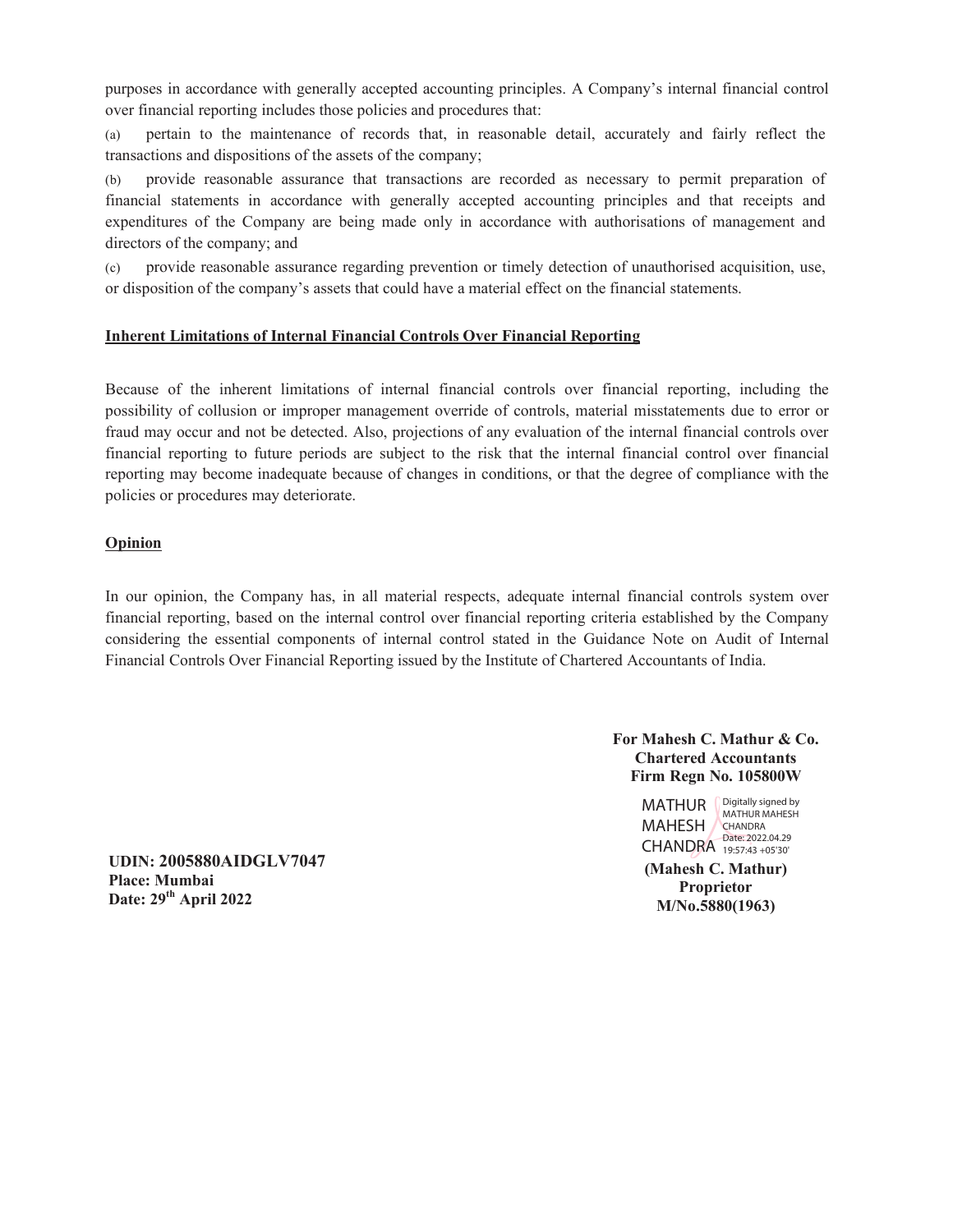purposes in accordance with generally accepted accounting principles. A Company's internal financial control over financial reporting includes those policies and procedures that:

(a) pertain to the maintenance of records that, in reasonable detail, accurately and fairly reflect the transactions and dispositions of the assets of the company;

(b) provide reasonable assurance that transactions are recorded as necessary to permit preparation of financial statements in accordance with generally accepted accounting principles and that receipts and expenditures of the Company are being made only in accordance with authorisations of management and directors of the company; and

(c) provide reasonable assurance regarding prevention or timely detection of unauthorised acquisition, use, or disposition of the company's assets that could have a material effect on the financial statements.

**Inherent Limitations of Internal Financial Controls Over Financial Reporting**

Because of the inherent limitations of internal financial controls over financial reporting, including the possibility of collusion or improper management override of controls, material misstatements due to error or fraud may occur and not be detected. Also, projections of any evaluation of the internal financial controls over financial reporting to future periods are subject to the risk that the internal financial control over financial reporting may become inadequate because of changes in conditions, or that the degree of compliance with the policies or procedures may deteriorate.

**Opinion**

In our opinion, the Company has, in all material respects, adequate internal financial controls system over financial reporting, based on the internal control over financial reporting criteria established by the Company considering the essential components of internal control stated in the Guidance Note on Audit of Internal Financial Controls Over Financial Reporting issued by the Institute of Chartered Accountants of India.

**For Mahesh C. Mathur & Co.**
**Chartered Accountants**
**Firm Regn No. 105800W**

MATHUR MAHESH CHANDRA
Digitally signed by MATHUR MAHESH CHANDRA
Date: 2022.04.29 19:57:43 +05'30'

**(Mahesh C. Mathur)**
**Proprietor**
**M/No.5880(1963)**

**UDIN: 2005880AIDGLV7047**
**Place: Mumbai**
**Date: 29th April 2022**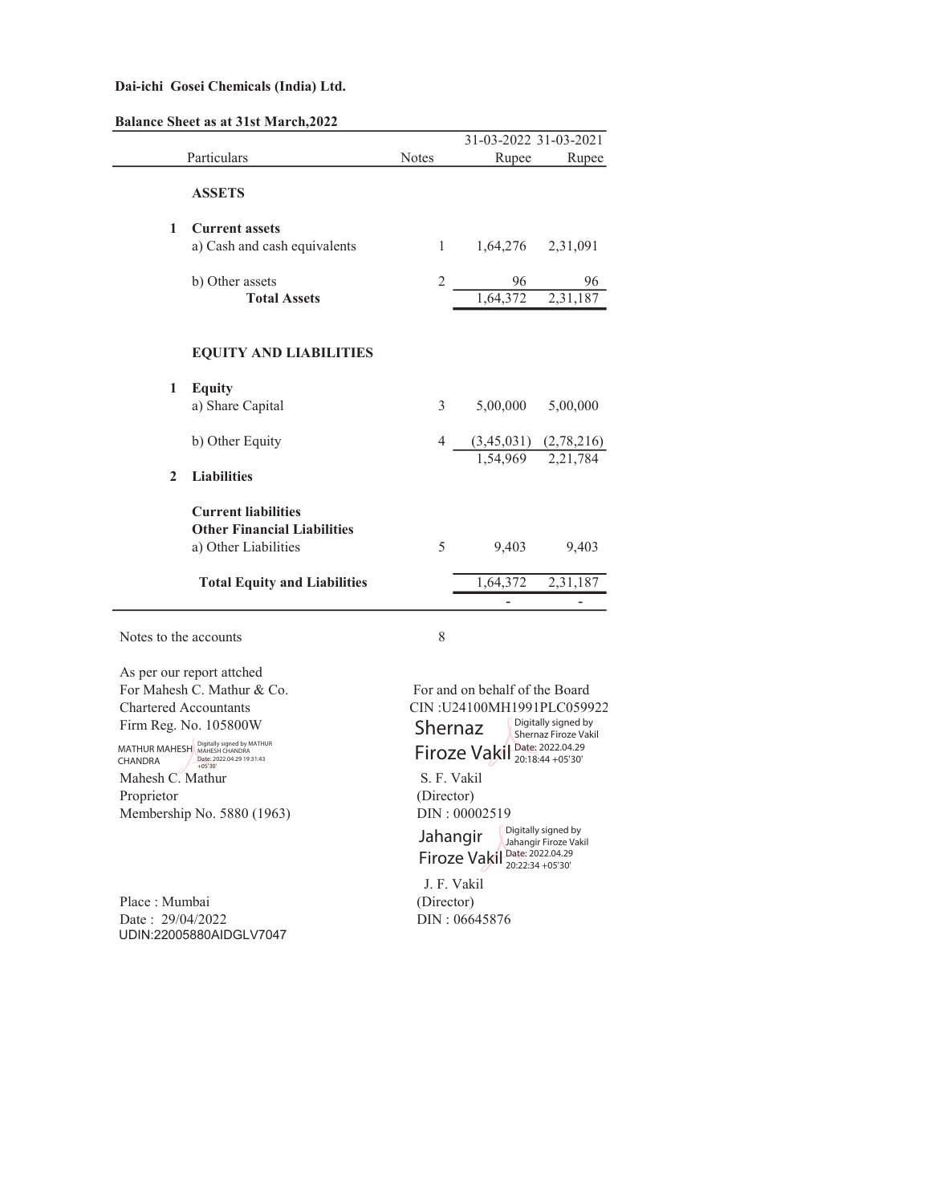**Dai-ichi Gosei Chemicals (India) Ltd.**

**Balance Sheet as at 31st March,2022**

| | Particulars | Notes | 31-03-2022 Rupee | 31-03-2021 Rupee |
|---|---|---|---|---|
| | **ASSETS** | | | |
| **1** | **Current assets** | | | |
| | a) Cash and cash equivalents | 1 | 1,64,276 | 2,31,091 |
| | b) Other assets | 2 | 96 | 96 |
| | **Total Assets** | | 1,64,372 | 2,31,187 |
| | **EQUITY AND LIABILITIES** | | | |
| **1** | **Equity** | | | |
| | a) Share Capital | 3 | 5,00,000 | 5,00,000 |
| | b) Other Equity | 4 | (3,45,031) | (2,78,216) |
| | | | 1,54,969 | 2,21,784 |
| **2** | **Liabilities** | | | |
| | **Current liabilities** | | | |
| | **Other Financial Liabilities** | | | |
| | a) Other Liabilities | 5 | 9,403 | 9,403 |
| | **Total Equity and Liabilities** | | 1,64,372 | 2,31,187 |
| | | | - | - |

Notes to the accounts 8

As per our report attched
For Mahesh C. Mathur & Co.
Chartered Accountants
Firm Reg. No. 105800W
MATHUR MAHESH CHANDRA (Digitally signed by MATHUR MAHESH CHANDRA Date: 2022.04.29 19:31:43 +05'30')
Mahesh C. Mathur
Proprietor
Membership No. 5880 (1963)

Place : Mumbai
Date : 29/04/2022
UDIN:22005880AIDGLV7047

For and on behalf of the Board
CIN :U24100MH1991PLC059922

Shernaz Firoze Vakil (Digitally signed by Shernaz Firoze Vakil Date: 2022.04.29 20:18:44 +05'30')
S. F. Vakil
(Director)
DIN : 00002519

Jahangir Firoze Vakil (Digitally signed by Jahangir Firoze Vakil Date: 2022.04.29 20:22:34 +05'30')
J. F. Vakil
(Director)
DIN : 06645876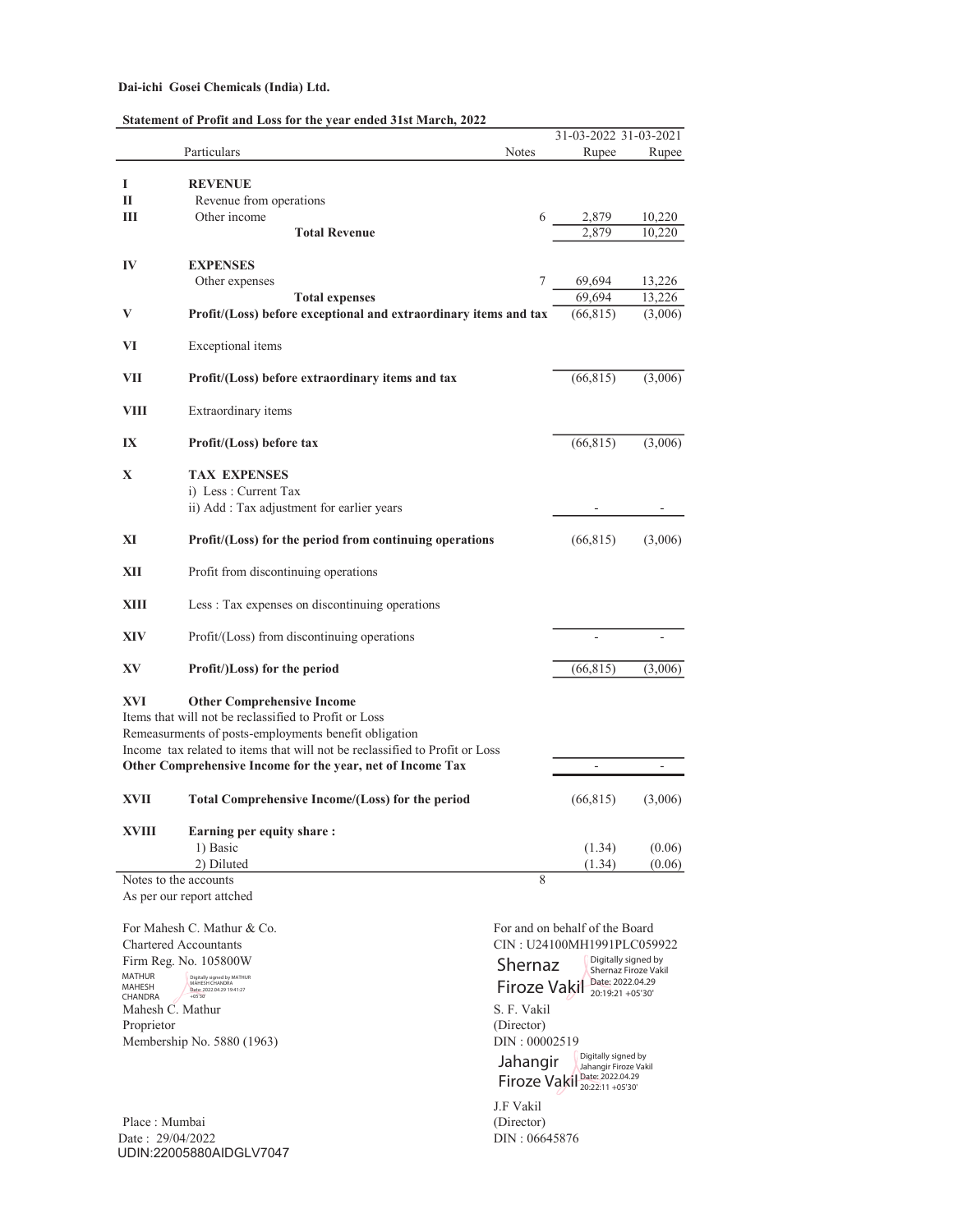**Dai-ichi Gosei Chemicals (India) Ltd.**

**Statement of Profit and Loss for the year ended 31st March, 2022**

| | Particulars | Notes | 31-03-2022 Rupee | 31-03-2021 Rupee |
|---|---|---|---|---|
| **I** | **REVENUE** | | | |
| **II** | Revenue from operations | | | |
| **III** | Other income | 6 | 2,879 | 10,220 |
| | **Total Revenue** | | 2,879 | 10,220 |
| **IV** | **EXPENSES** | | | |
| | Other expenses | 7 | 69,694 | 13,226 |
| | **Total expenses** | | 69,694 | 13,226 |
| **V** | **Profit/(Loss) before exceptional and extraordinary items and tax** | | (66,815) | (3,006) |
| **VI** | Exceptional items | | | |
| **VII** | **Profit/(Loss) before extraordinary items and tax** | | (66,815) | (3,006) |
| **VIII** | Extraordinary items | | | |
| **IX** | **Profit/(Loss) before tax** | | (66,815) | (3,006) |
| **X** | **TAX EXPENSES** | | | |
| | i) Less : Current Tax | | | |
| | ii) Add : Tax adjustment for earlier years | | - | - |
| **XI** | **Profit/(Loss) for the period from continuing operations** | | (66,815) | (3,006) |
| **XII** | Profit from discontinuing operations | | | |
| **XIII** | Less : Tax expenses on discontinuing operations | | | |
| **XIV** | Profit/(Loss) from discontinuing operations | | - | - |
| **XV** | **Profit/)Loss) for the period** | | (66,815) | (3,006) |
| **XVI** | **Other Comprehensive Income** | | | |
| | Items that will not be reclassified to Profit or Loss | | | |
| | Remeasurments of posts-employments benefit obligation | | | |
| | Income tax related to items that will not be reclassified to Profit or Loss | | | |
| | **Other Comprehensive Income for the year, net of Income Tax** | | - | - |
| **XVII** | **Total Comprehensive Income/(Loss) for the period** | | (66,815) | (3,006) |
| **XVIII** | **Earning per equity share :** | | | |
| | 1) Basic | | (1.34) | (0.06) |
| | 2) Diluted | | (1.34) | (0.06) |
| | Notes to the accounts | 8 | | |

As per our report attched

For Mahesh C. Mathur & Co.
Chartered Accountants
Firm Reg. No. 105800W
MATHUR MAHESH CHANDRA (Digitally signed by MATHUR MAHESH CHANDRA Date: 2022.04.29 19:41:27 +05'30')
Mahesh C. Mathur
Proprietor
Membership No. 5880 (1963)

Place : Mumbai
Date : 29/04/2022
UDIN:22005880AIDGLV7047

For and on behalf of the Board
CIN : U24100MH1991PLC059922
Shernaz Firoze Vakil (Digitally signed by Shernaz Firoze Vakil Date: 2022.04.29 20:19:21 +05'30')
S. F. Vakil
(Director)
DIN : 00002519
Jahangir Firoze Vakil (Digitally signed by Jahangir Firoze Vakil Date: 2022.04.29 20:22:11 +05'30')
J.F Vakil
(Director)
DIN : 06645876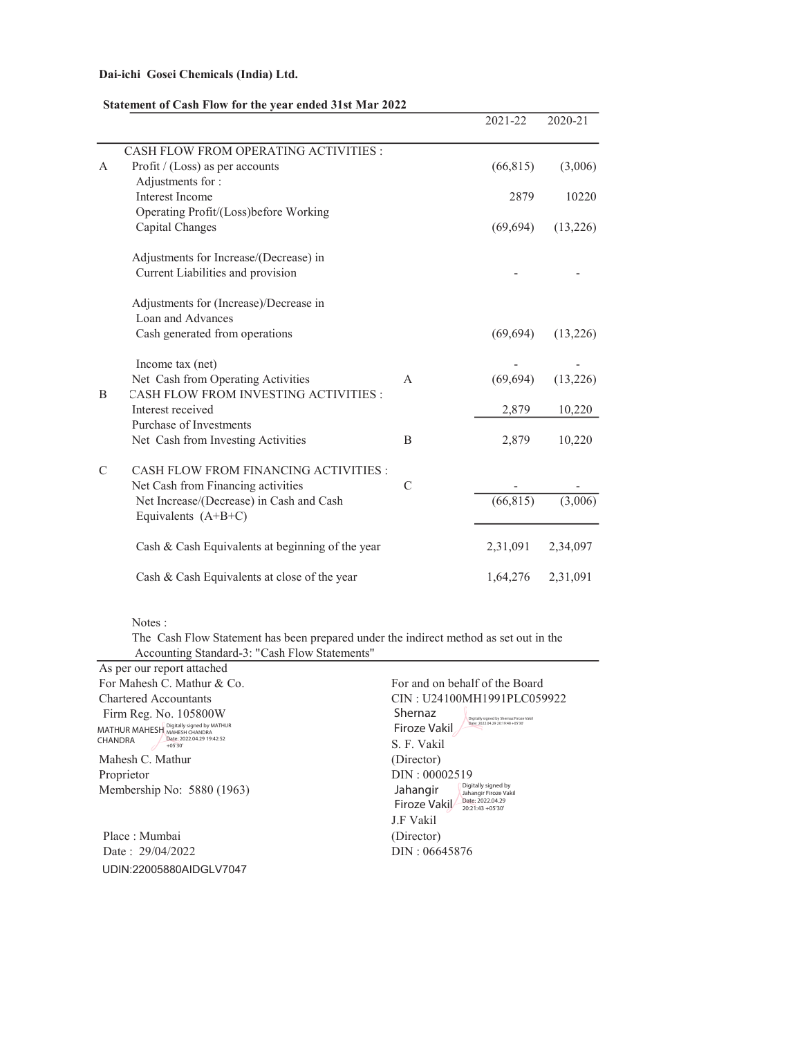**Dai-ichi Gosei Chemicals (India) Ltd.**

**Statement of Cash Flow for the year ended 31st Mar 2022**

| | | | 2021-22 | 2020-21 |
|---|---|---|---|---|
| | CASH FLOW FROM OPERATING ACTIVITIES : | | | |
| A | Profit / (Loss) as per accounts | | (66,815) | (3,006) |
| | Adjustments for : | | | |
| | Interest Income | | 2879 | 10220 |
| | Operating Profit/(Loss)before Working Capital Changes | | (69,694) | (13,226) |
| | Adjustments for Increase/(Decrease) in Current Liabilities and provision | | - | - |
| | Adjustments for (Increase)/Decrease in Loan and Advances | | | |
| | Cash generated from operations | | (69,694) | (13,226) |
| | Income tax (net) | | - | - |
| | Net Cash from Operating Activities | A | (69,694) | (13,226) |
| B | CASH FLOW FROM INVESTING ACTIVITIES : | | | |
| | Interest received | | 2,879 | 10,220 |
| | Purchase of Investments | | | |
| | Net Cash from Investing Activities | B | 2,879 | 10,220 |
| C | CASH FLOW FROM FINANCING ACTIVITIES : | | | |
| | Net Cash from Financing activities | C | - | - |
| | Net Increase/(Decrease) in Cash and Cash Equivalents (A+B+C) | | (66,815) | (3,006) |
| | Cash & Cash Equivalents at beginning of the year | | 2,31,091 | 2,34,097 |
| | Cash & Cash Equivalents at close of the year | | 1,64,276 | 2,31,091 |

Notes :

The Cash Flow Statement has been prepared under the indirect method as set out in the Accounting Standard-3: "Cash Flow Statements"

As per our report attached
For Mahesh C. Mathur & Co.
Chartered Accountants
Firm Reg. No. 105800W

MATHUR MAHESH CHANDRA (Digitally signed by MATHUR MAHESH CHANDRA Date: 2022.04.29 19:42:52 +05'30')

Mahesh C. Mathur
Proprietor
Membership No: 5880 (1963)

Place : Mumbai
Date : 29/04/2022
UDIN:22005880AIDGLV7047

For and on behalf of the Board
CIN : U24100MH1991PLC059922

Shernaz Firoze Vakil (Digitally signed by Shernaz Firoze Vakil Date: 2022.04.29 20:19:48 +05'30')

S. F. Vakil
(Director)
DIN : 00002519

Jahangir Firoze Vakil (Digitally signed by Jahangir Firoze Vakil Date: 2022.04.29 20:21:43 +05'30')

J.F Vakil
(Director)
DIN : 06645876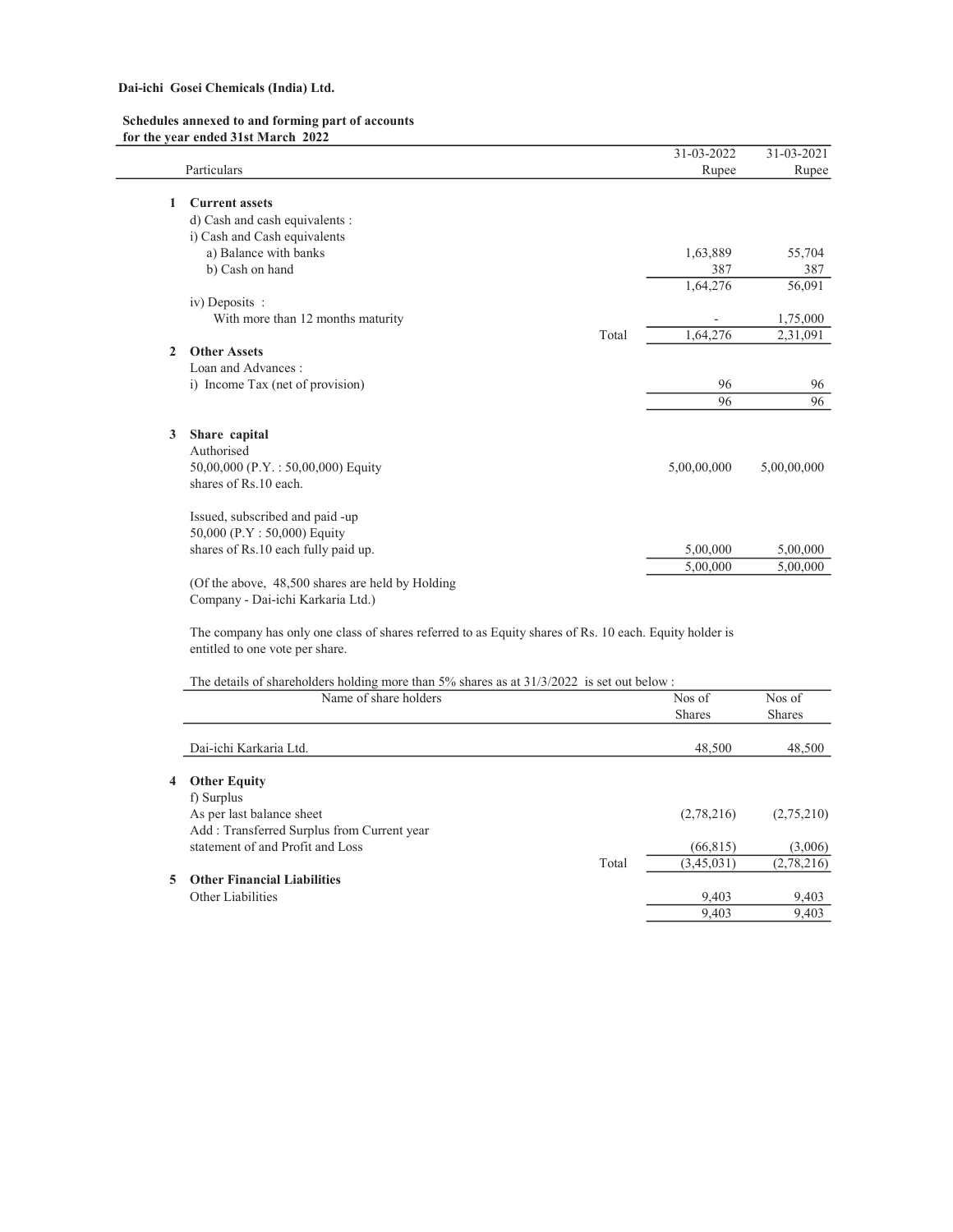**Dai-ichi Gosei Chemicals (India) Ltd.**

**Schedules annexed to and forming part of accounts for the year ended 31st March 2022**

| | Particulars | | 31-03-2022 Rupee | 31-03-2021 Rupee |
|---|---|---|---|---|
| **1** | **Current assets** | | | |
| | d) Cash and cash equivalents : | | | |
| | i) Cash and Cash equivalents | | | |
| | a) Balance with banks | | 1,63,889 | 55,704 |
| | b) Cash on hand | | 387 | 387 |
| | | | 1,64,276 | 56,091 |
| | iv) Deposits : | | | |
| | With more than 12 months maturity | | - | 1,75,000 |
| | | Total | 1,64,276 | 2,31,091 |
| **2** | **Other Assets** | | | |
| | Loan and Advances : | | | |
| | i) Income Tax (net of provision) | | 96 | 96 |
| | | | 96 | 96 |
| **3** | **Share capital** | | | |
| | Authorised | | | |
| | 50,00,000 (P.Y. : 50,00,000) Equity shares of Rs.10 each. | | 5,00,00,000 | 5,00,00,000 |
| | Issued, subscribed and paid -up | | | |
| | 50,000 (P.Y : 50,000) Equity shares of Rs.10 each fully paid up. | | 5,00,000 | 5,00,000 |
| | | | 5,00,000 | 5,00,000 |
| | (Of the above, 48,500 shares are held by Holding Company - Dai-ichi Karkaria Ltd.) | | | |

The company has only one class of shares referred to as Equity shares of Rs. 10 each. Equity holder is entitled to one vote per share.

The details of shareholders holding more than 5% shares as at 31/3/2022 is set out below :

| Name of share holders | Nos of Shares | Nos of Shares |
|---|---|---|
| Dai-ichi Karkaria Ltd. | 48,500 | 48,500 |

| | Particulars | | 31-03-2022 Rupee | 31-03-2021 Rupee |
|---|---|---|---|---|
| **4** | **Other Equity** | | | |
| | f) Surplus | | | |
| | As per last balance sheet | | (2,78,216) | (2,75,210) |
| | Add : Transferred Surplus from Current year statement of and Profit and Loss | | (66,815) | (3,006) |
| | | Total | (3,45,031) | (2,78,216) |
| **5** | **Other Financial Liabilities** | | | |
| | Other Liabilities | | 9,403 | 9,403 |
| | | | 9,403 | 9,403 |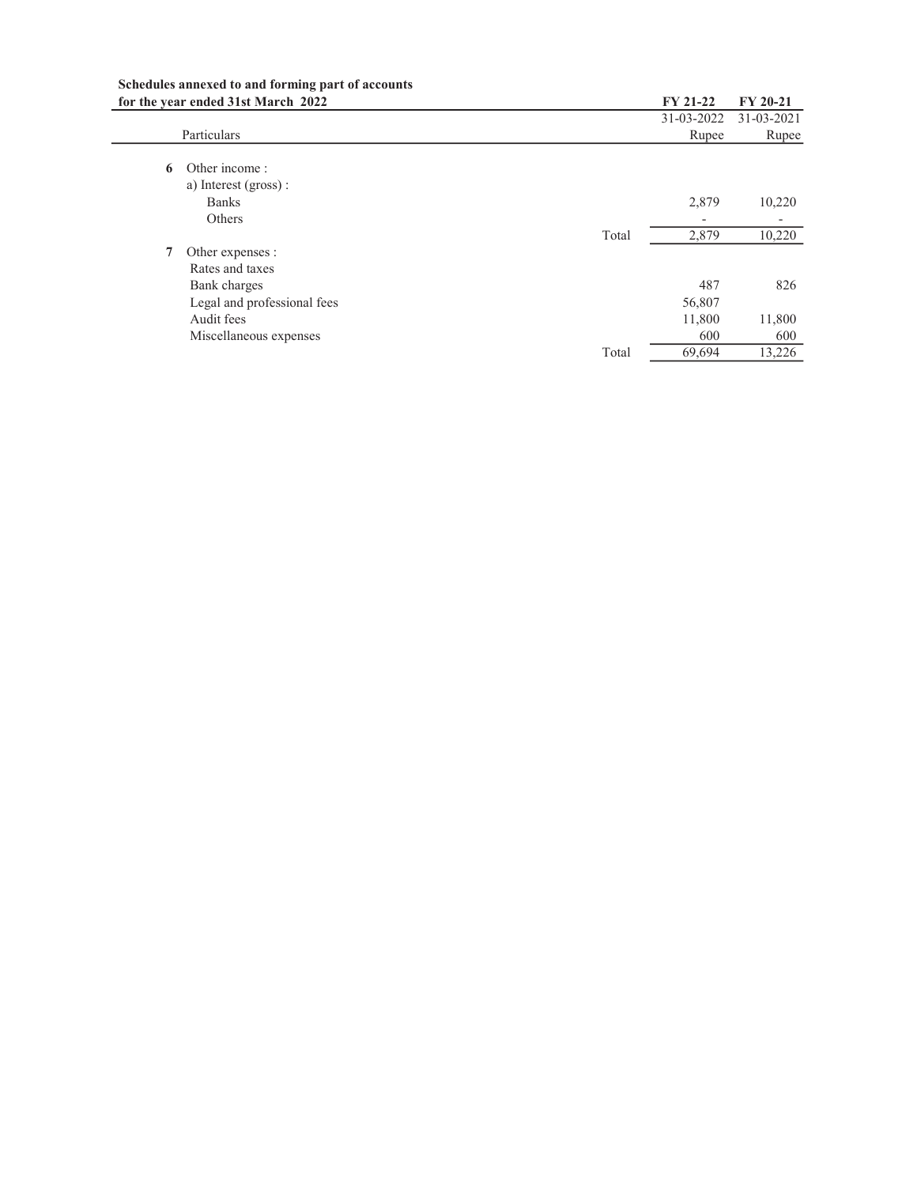**Schedules annexed to and forming part of accounts**
**for the year ended 31st March 2022**

| | Particulars | | FY 21-22 | FY 20-21 |
|---|---|---|---|---|
| | | | 31-03-2022 | 31-03-2021 |
| | | | Rupee | Rupee |
| 6 | Other income : | | | |
| | a) Interest (gross) : | | | |
| | Banks | | 2,879 | 10,220 |
| | Others | | - | - |
| | | Total | 2,879 | 10,220 |
| 7 | Other expenses : | | | |
| | Rates and taxes | | | |
| | Bank charges | | 487 | 826 |
| | Legal and professional fees | | 56,807 | |
| | Audit fees | | 11,800 | 11,800 |
| | Miscellaneous expenses | | 600 | 600 |
| | | Total | 69,694 | 13,226 |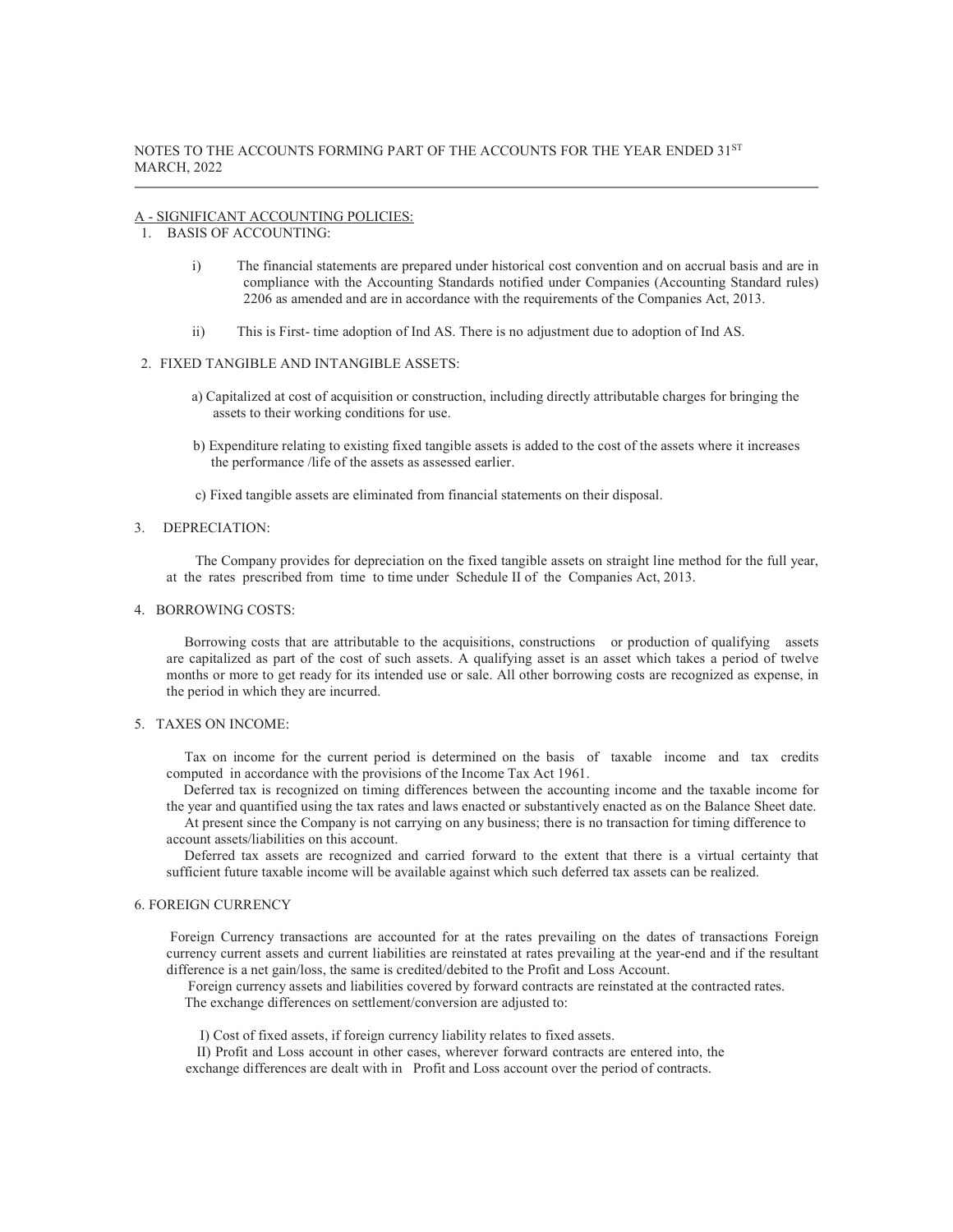NOTES TO THE ACCOUNTS FORMING PART OF THE ACCOUNTS FOR THE YEAR ENDED 31ST MARCH, 2022

## A - SIGNIFICANT ACCOUNTING POLICIES:

### 1. BASIS OF ACCOUNTING:

i) The financial statements are prepared under historical cost convention and on accrual basis and are in compliance with the Accounting Standards notified under Companies (Accounting Standard rules) 2206 as amended and are in accordance with the requirements of the Companies Act, 2013.

ii) This is First- time adoption of Ind AS. There is no adjustment due to adoption of Ind AS.

### 2. FIXED TANGIBLE AND INTANGIBLE ASSETS:

a) Capitalized at cost of acquisition or construction, including directly attributable charges for bringing the assets to their working conditions for use.

b) Expenditure relating to existing fixed tangible assets is added to the cost of the assets where it increases the performance /life of the assets as assessed earlier.

c) Fixed tangible assets are eliminated from financial statements on their disposal.

### 3. DEPRECIATION:

The Company provides for depreciation on the fixed tangible assets on straight line method for the full year, at the rates prescribed from time to time under Schedule II of the Companies Act, 2013.

### 4. BORROWING COSTS:

Borrowing costs that are attributable to the acquisitions, constructions or production of qualifying assets are capitalized as part of the cost of such assets. A qualifying asset is an asset which takes a period of twelve months or more to get ready for its intended use or sale. All other borrowing costs are recognized as expense, in the period in which they are incurred.

### 5. TAXES ON INCOME:

Tax on income for the current period is determined on the basis of taxable income and tax credits computed in accordance with the provisions of the Income Tax Act 1961.

Deferred tax is recognized on timing differences between the accounting income and the taxable income for the year and quantified using the tax rates and laws enacted or substantively enacted as on the Balance Sheet date.

At present since the Company is not carrying on any business; there is no transaction for timing difference to account assets/liabilities on this account.

Deferred tax assets are recognized and carried forward to the extent that there is a virtual certainty that sufficient future taxable income will be available against which such deferred tax assets can be realized.

### 6. FOREIGN CURRENCY

Foreign Currency transactions are accounted for at the rates prevailing on the dates of transactions Foreign currency current assets and current liabilities are reinstated at rates prevailing at the year-end and if the resultant difference is a net gain/loss, the same is credited/debited to the Profit and Loss Account.

Foreign currency assets and liabilities covered by forward contracts are reinstated at the contracted rates.

The exchange differences on settlement/conversion are adjusted to:

I) Cost of fixed assets, if foreign currency liability relates to fixed assets.

II) Profit and Loss account in other cases, wherever forward contracts are entered into, the exchange differences are dealt with in Profit and Loss account over the period of contracts.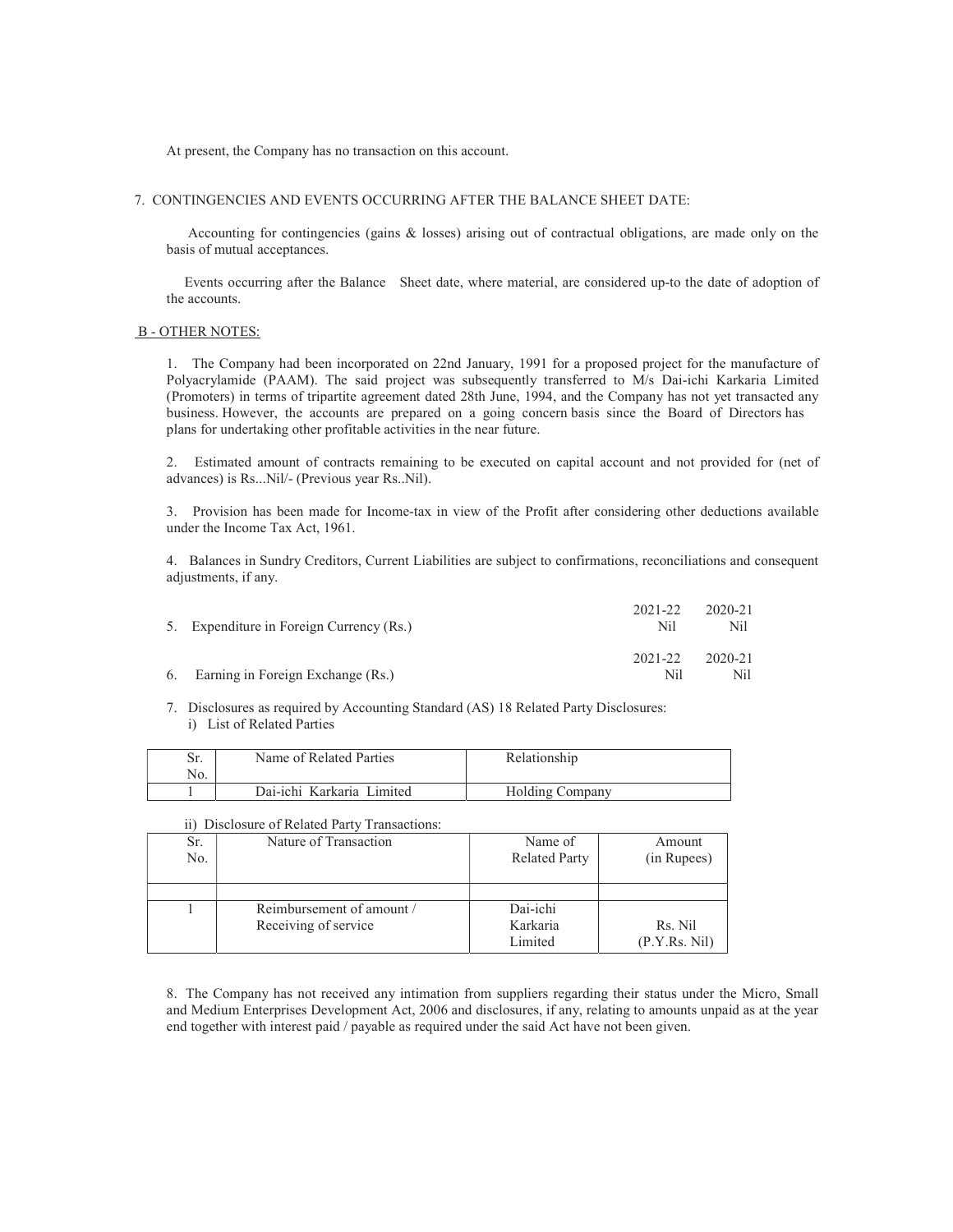At present, the Company has no transaction on this account.

7. CONTINGENCIES AND EVENTS OCCURRING AFTER THE BALANCE SHEET DATE:

Accounting for contingencies (gains & losses) arising out of contractual obligations, are made only on the basis of mutual acceptances.

Events occurring after the Balance Sheet date, where material, are considered up-to the date of adoption of the accounts.

B - OTHER NOTES:

1. The Company had been incorporated on 22nd January, 1991 for a proposed project for the manufacture of Polyacrylamide (PAAM). The said project was subsequently transferred to M/s Dai-ichi Karkaria Limited (Promoters) in terms of tripartite agreement dated 28th June, 1994, and the Company has not yet transacted any business. However, the accounts are prepared on a going concern basis since the Board of Directors has plans for undertaking other profitable activities in the near future.

2. Estimated amount of contracts remaining to be executed on capital account and not provided for (net of advances) is Rs...Nil/- (Previous year Rs..Nil).

3. Provision has been made for Income-tax in view of the Profit after considering other deductions available under the Income Tax Act, 1961.

4. Balances in Sundry Creditors, Current Liabilities are subject to confirmations, reconciliations and consequent adjustments, if any.

| | 2021-22 | 2020-21 |
|---|---|---|
| 5. Expenditure in Foreign Currency (Rs.) | Nil | Nil |

| | 2021-22 | 2020-21 |
|---|---|---|
| 6. Earning in Foreign Exchange (Rs.) | Nil | Nil |

7. Disclosures as required by Accounting Standard (AS) 18 Related Party Disclosures:

i) List of Related Parties

| Sr. No. | Name of Related Parties | Relationship |
|---|---|---|
| 1 | Dai-ichi Karkaria Limited | Holding Company |

ii) Disclosure of Related Party Transactions:

| Sr. No. | Nature of Transaction | Name of Related Party | Amount (in Rupees) |
|---|---|---|---|
| | | | |
| 1 | Reimbursement of amount / Receiving of service | Dai-ichi Karkaria Limited | Rs. Nil (P.Y.Rs. Nil) |

8. The Company has not received any intimation from suppliers regarding their status under the Micro, Small and Medium Enterprises Development Act, 2006 and disclosures, if any, relating to amounts unpaid as at the year end together with interest paid / payable as required under the said Act have not been given.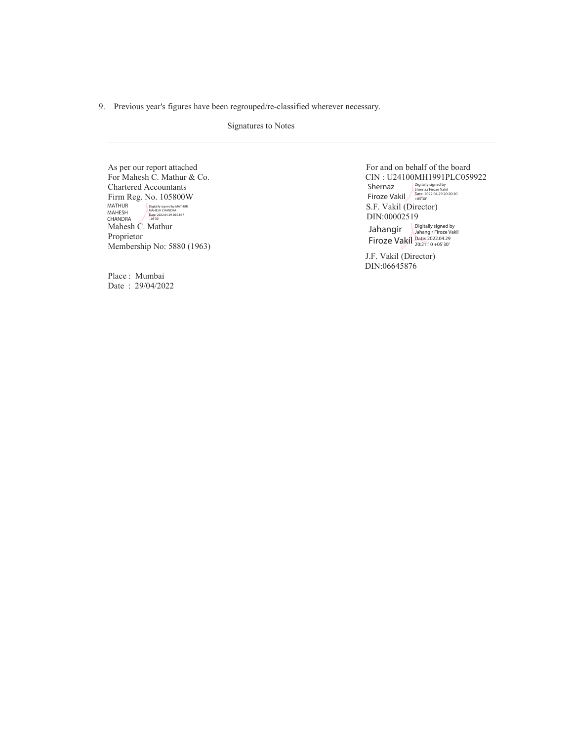9. Previous year's figures have been regrouped/re-classified wherever necessary.

Signatures to Notes

---

As per our report attached
For Mahesh C. Mathur & Co.
Chartered Accountants
Firm Reg. No. 105800W

MATHUR MAHESH CHANDRA
Digitally signed by MATHUR MAHESH CHANDRA
Date: 2022.04.29 20:03:17 +05'30'

Mahesh C. Mathur
Proprietor
Membership No: 5880 (1963)

Place : Mumbai
Date : 29/04/2022

For and on behalf of the board
CIN : U24100MH1991PLC059922

Shernaz Firoze Vakil
Digitally signed by Shernaz Firoze Vakil
Date: 2022.04.29 20:20:20 +05'30'

S.F. Vakil (Director)
DIN:00002519

Jahangir Firoze Vakil
Digitally signed by Jahangir Firoze Vakil
Date: 2022.04.29 20:21:10 +05'30'

J.F. Vakil (Director)
DIN:06645876